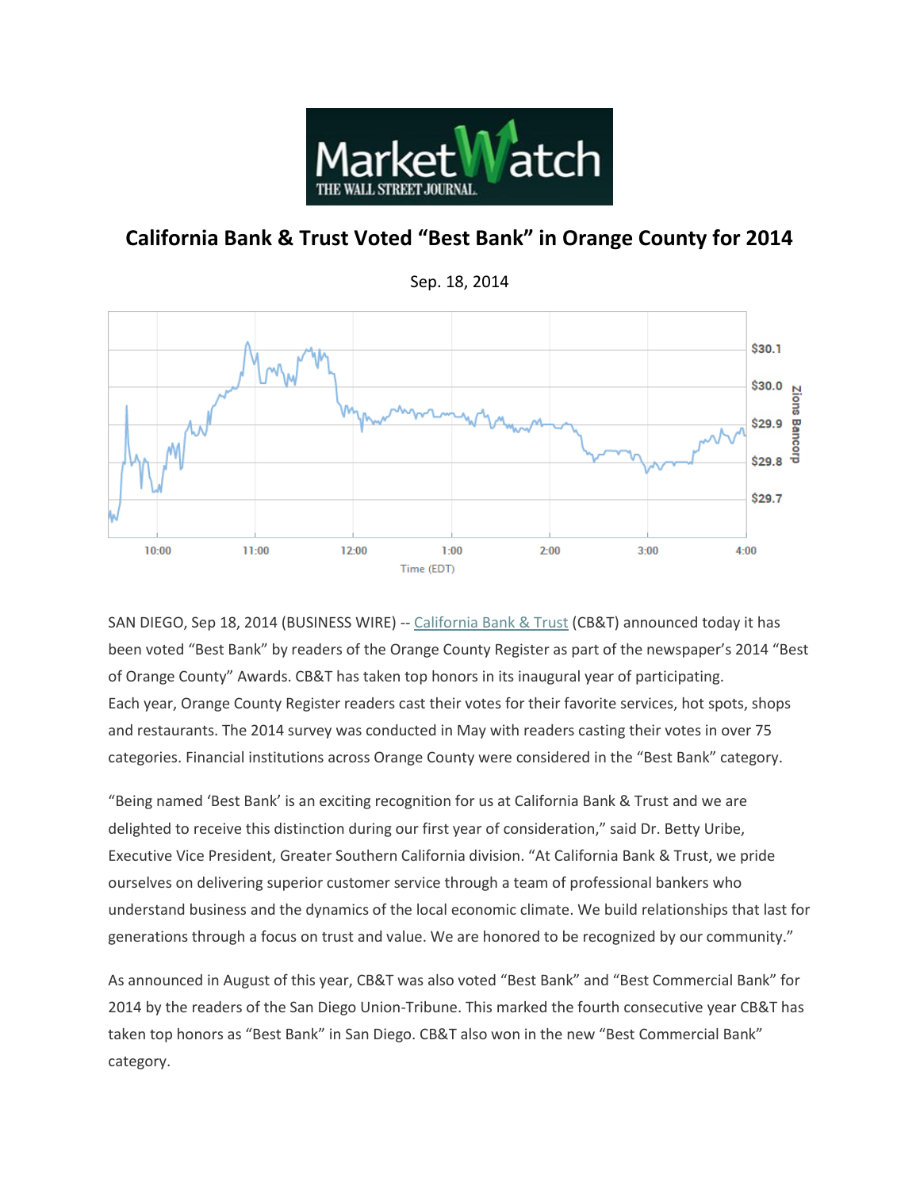MarketWatch
THE WALL STREET JOURNAL.

# California Bank & Trust Voted "Best Bank" in Orange County for 2014

Sep. 18, 2014

SAN DIEGO, Sep 18, 2014 (BUSINESS WIRE) -- California Bank & Trust (CB&T) announced today it has been voted "Best Bank" by readers of the Orange County Register as part of the newspaper's 2014 "Best of Orange County" Awards. CB&T has taken top honors in its inaugural year of participating. Each year, Orange County Register readers cast their votes for their favorite services, hot spots, shops and restaurants. The 2014 survey was conducted in May with readers casting their votes in over 75 categories. Financial institutions across Orange County were considered in the "Best Bank" category.

"Being named 'Best Bank' is an exciting recognition for us at California Bank & Trust and we are delighted to receive this distinction during our first year of consideration," said Dr. Betty Uribe, Executive Vice President, Greater Southern California division. "At California Bank & Trust, we pride ourselves on delivering superior customer service through a team of professional bankers who understand business and the dynamics of the local economic climate. We build relationships that last for generations through a focus on trust and value. We are honored to be recognized by our community."

As announced in August of this year, CB&T was also voted "Best Bank" and "Best Commercial Bank" for 2014 by the readers of the San Diego Union-Tribune. This marked the fourth consecutive year CB&T has taken top honors as "Best Bank" in San Diego. CB&T also won in the new "Best Commercial Bank" category.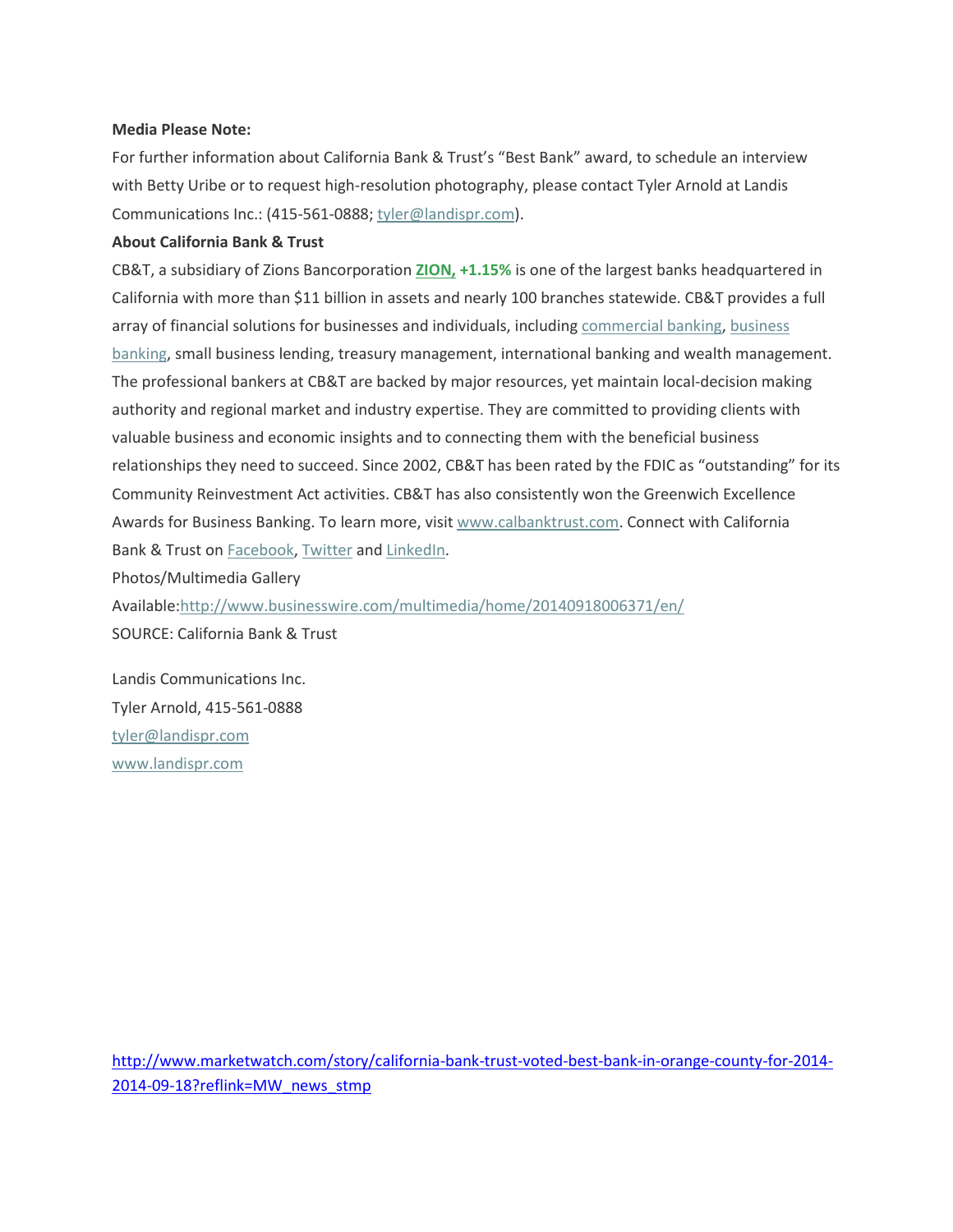**Media Please Note:**

For further information about California Bank & Trust's "Best Bank" award, to schedule an interview with Betty Uribe or to request high-resolution photography, please contact Tyler Arnold at Landis Communications Inc.: (415-561-0888; tyler@landispr.com).

**About California Bank & Trust**

CB&T, a subsidiary of Zions Bancorporation **ZION, +1.15%** is one of the largest banks headquartered in California with more than $11 billion in assets and nearly 100 branches statewide. CB&T provides a full array of financial solutions for businesses and individuals, including commercial banking, business banking, small business lending, treasury management, international banking and wealth management. The professional bankers at CB&T are backed by major resources, yet maintain local-decision making authority and regional market and industry expertise. They are committed to providing clients with valuable business and economic insights and to connecting them with the beneficial business relationships they need to succeed. Since 2002, CB&T has been rated by the FDIC as "outstanding" for its Community Reinvestment Act activities. CB&T has also consistently won the Greenwich Excellence Awards for Business Banking. To learn more, visit www.calbanktrust.com. Connect with California Bank & Trust on Facebook, Twitter and LinkedIn.

Photos/Multimedia Gallery Available:http://www.businesswire.com/multimedia/home/20140918006371/en/

SOURCE: California Bank & Trust

Landis Communications Inc.
Tyler Arnold, 415-561-0888
tyler@landispr.com
www.landispr.com

http://www.marketwatch.com/story/california-bank-trust-voted-best-bank-in-orange-county-for-2014-2014-09-18?reflink=MW_news_stmp